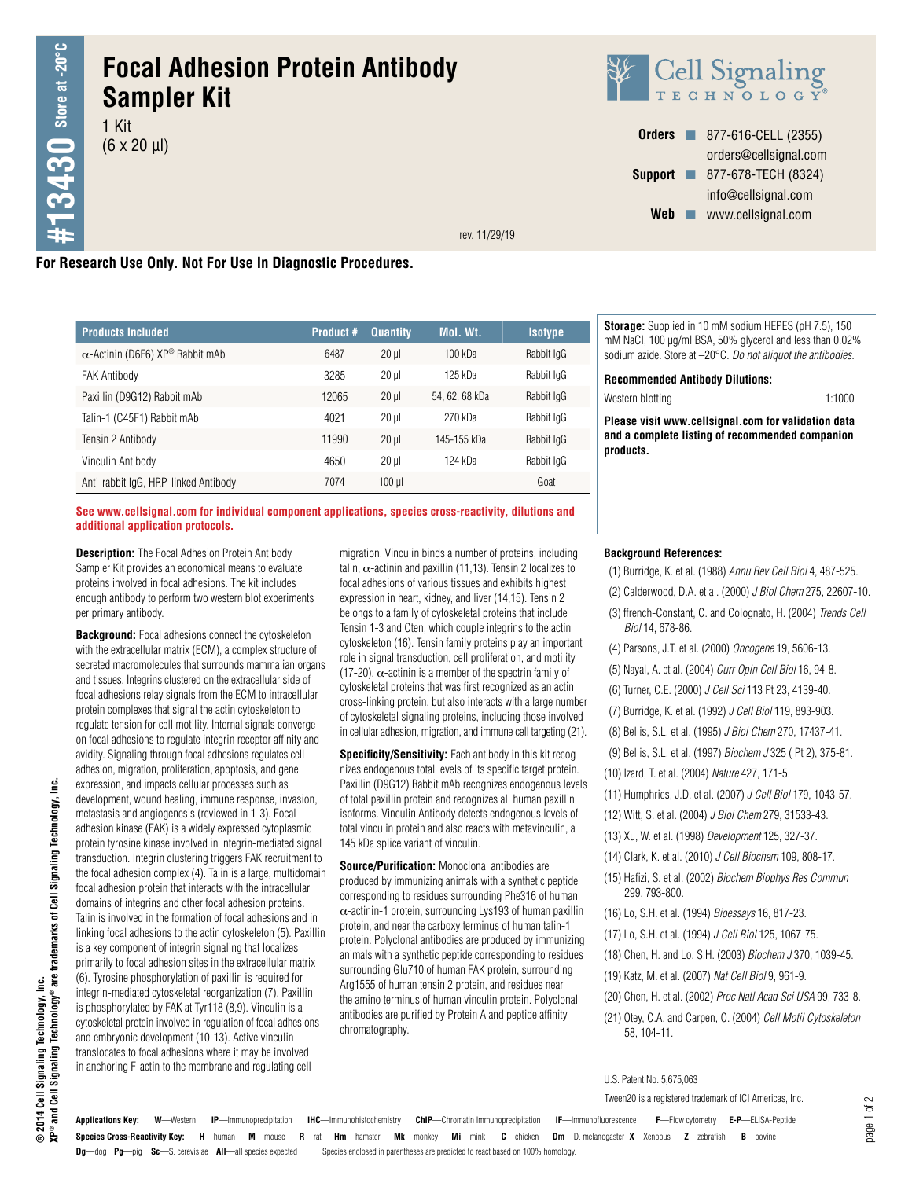# Focal Adhesion Protein Antibody Sampler Kit

1 Kit
(6 x 20 µl)

**#13430** Store at -20°C

Cell Signaling TECHNOLOGY®

**Orders** ■ 877-616-CELL (2355)
orders@cellsignal.com
**Support** ■ 877-678-TECH (8324)
info@cellsignal.com
**Web** ■ www.cellsignal.com

rev. 11/29/19

**For Research Use Only. Not For Use In Diagnostic Procedures.**

| Products Included | Product # | Quantity | Mol. Wt. | Isotype |
|---|---|---|---|---|
| α-Actinin (D6F6) XP® Rabbit mAb | 6487 | 20 µl | 100 kDa | Rabbit IgG |
| FAK Antibody | 3285 | 20 µl | 125 kDa | Rabbit IgG |
| Paxillin (D9G12) Rabbit mAb | 12065 | 20 µl | 54, 62, 68 kDa | Rabbit IgG |
| Talin-1 (C45F1) Rabbit mAb | 4021 | 20 µl | 270 kDa | Rabbit IgG |
| Tensin 2 Antibody | 11990 | 20 µl | 145-155 kDa | Rabbit IgG |
| Vinculin Antibody | 4650 | 20 µl | 124 kDa | Rabbit IgG |
| Anti-rabbit IgG, HRP-linked Antibody | 7074 | 100 µl | | Goat |

**See www.cellsignal.com for individual component applications, species cross-reactivity, dilutions and additional application protocols.**

**Storage:** Supplied in 10 mM sodium HEPES (pH 7.5), 150 mM NaCl, 100 µg/ml BSA, 50% glycerol and less than 0.02% sodium azide. Store at –20°C. *Do not aliquot the antibodies.*

**Recommended Antibody Dilutions:**

| | |
|---|---|
| Western blotting | 1:1000 |

**Please visit www.cellsignal.com for validation data and a complete listing of recommended companion products.**

**Description:** The Focal Adhesion Protein Antibody Sampler Kit provides an economical means to evaluate proteins involved in focal adhesions. The kit includes enough antibody to perform two western blot experiments per primary antibody.

**Background:** Focal adhesions connect the cytoskeleton with the extracellular matrix (ECM), a complex structure of secreted macromolecules that surrounds mammalian organs and tissues. Integrins clustered on the extracellular side of focal adhesions relay signals from the ECM to intracellular protein complexes that signal the actin cytoskeleton to regulate tension for cell motility. Internal signals converge on focal adhesions to regulate integrin receptor affinity and avidity. Signaling through focal adhesions regulates cell adhesion, migration, proliferation, apoptosis, and gene expression, and impacts cellular processes such as development, wound healing, immune response, invasion, metastasis and angiogenesis (reviewed in 1-3). Focal adhesion kinase (FAK) is a widely expressed cytoplasmic protein tyrosine kinase involved in integrin-mediated signal transduction. Integrin clustering triggers FAK recruitment to the focal adhesion complex (4). Talin is a large, multidomain focal adhesion protein that interacts with the intracellular domains of integrins and other focal adhesion proteins. Talin is involved in the formation of focal adhesions and in linking focal adhesions to the actin cytoskeleton (5). Paxillin is a key component of integrin signaling that localizes primarily to focal adhesion sites in the extracellular matrix (6). Tyrosine phosphorylation of paxillin is required for integrin-mediated cytoskeletal reorganization (7). Paxillin is phosphorylated by FAK at Tyr118 (8,9). Vinculin is a cytoskeletal protein involved in regulation of focal adhesions and embryonic development (10-13). Active vinculin translocates to focal adhesions where it may be involved in anchoring F-actin to the membrane and regulating cell migration. Vinculin binds a number of proteins, including talin, α-actinin and paxillin (11,13). Tensin 2 localizes to focal adhesions of various tissues and exhibits highest expression in heart, kidney, and liver (14,15). Tensin 2 belongs to a family of cytoskeletal proteins that include Tensin 1-3 and Cten, which couple integrins to the actin cytoskeleton (16). Tensin family proteins play an important role in signal transduction, cell proliferation, and motility (17-20). α-actinin is a member of the spectrin family of cytoskeletal proteins that was first recognized as an actin cross-linking protein, but also interacts with a large number of cytoskeletal signaling proteins, including those involved in cellular adhesion, migration, and immune cell targeting (21).

**Specificity/Sensitivity:** Each antibody in this kit recognizes endogenous total levels of its specific target protein. Paxillin (D9G12) Rabbit mAb recognizes endogenous levels of total paxillin protein and recognizes all human paxillin isoforms. Vinculin Antibody detects endogenous levels of total vinculin protein and also reacts with metavinculin, a 145 kDa splice variant of vinculin.

**Source/Purification:** Monoclonal antibodies are produced by immunizing animals with a synthetic peptide corresponding to residues surrounding Phe316 of human α-actinin-1 protein, surrounding Lys193 of human paxillin protein, and near the carboxy terminus of human talin-1 protein. Polyclonal antibodies are produced by immunizing animals with a synthetic peptide corresponding to residues surrounding Glu710 of human FAK protein, surrounding Arg1555 of human tensin 2 protein, and residues near the amino terminus of human vinculin protein. Polyclonal antibodies are purified by Protein A and peptide affinity chromatography.

**Background References:**

(1) Burridge, K. et al. (1988) *Annu Rev Cell Biol* 4, 487-525.
(2) Calderwood, D.A. et al. (2000) *J Biol Chem* 275, 22607-10.
(3) ffrench-Constant, C. and Colognato, H. (2004) *Trends Cell Biol* 14, 678-86.
(4) Parsons, J.T. et al. (2000) *Oncogene* 19, 5606-13.
(5) Nayal, A. et al. (2004) *Curr Opin Cell Biol* 16, 94-8.
(6) Turner, C.E. (2000) *J Cell Sci* 113 Pt 23, 4139-40.
(7) Burridge, K. et al. (1992) *J Cell Biol* 119, 893-903.
(8) Bellis, S.L. et al. (1995) *J Biol Chem* 270, 17437-41.
(9) Bellis, S.L. et al. (1997) *Biochem J* 325 ( Pt 2), 375-81.
(10) Izard, T. et al. (2004) *Nature* 427, 171-5.
(11) Humphries, J.D. et al. (2007) *J Cell Biol* 179, 1043-57.
(12) Witt, S. et al. (2004) *J Biol Chem* 279, 31533-43.
(13) Xu, W. et al. (1998) *Development* 125, 327-37.
(14) Clark, K. et al. (2010) *J Cell Biochem* 109, 808-17.
(15) Hafizi, S. et al. (2002) *Biochem Biophys Res Commun* 299, 793-800.
(16) Lo, S.H. et al. (1994) *Bioessays* 16, 817-23.
(17) Lo, S.H. et al. (1994) *J Cell Biol* 125, 1067-75.
(18) Chen, H. and Lo, S.H. (2003) *Biochem J* 370, 1039-45.
(19) Katz, M. et al. (2007) *Nat Cell Biol* 9, 961-9.
(20) Chen, H. et al. (2002) *Proc Natl Acad Sci USA* 99, 733-8.
(21) Otey, C.A. and Carpen, O. (2004) *Cell Motil Cytoskeleton* 58, 104-11.

U.S. Patent No. 5,675,063

Tween20 is a registered trademark of ICI Americas, Inc.

**Applications Key:** **W**—Western **IP**—Immunoprecipitation **IHC**—Immunohistochemistry **ChIP**—Chromatin Immunoprecipitation **IF**—Immunofluorescence **F**—Flow cytometry **E-P**—ELISA-Peptide

**Species Cross-Reactivity Key:** **H**—human **M**—mouse **R**—rat **Hm**—hamster **Mk**—monkey **Mi**—mink **C**—chicken **Dm**—D. melanogaster **X**—Xenopus **Z**—zebrafish **B**—bovine **Dg**—dog **Pg**—pig **Sc**—S. cerevisiae **All**—all species expected Species enclosed in parentheses are predicted to react based on 100% homology.

© 2014 Cell Signaling Technology, Inc.
XP® and Cell Signaling Technology® are trademarks of Cell Signaling Technology, Inc.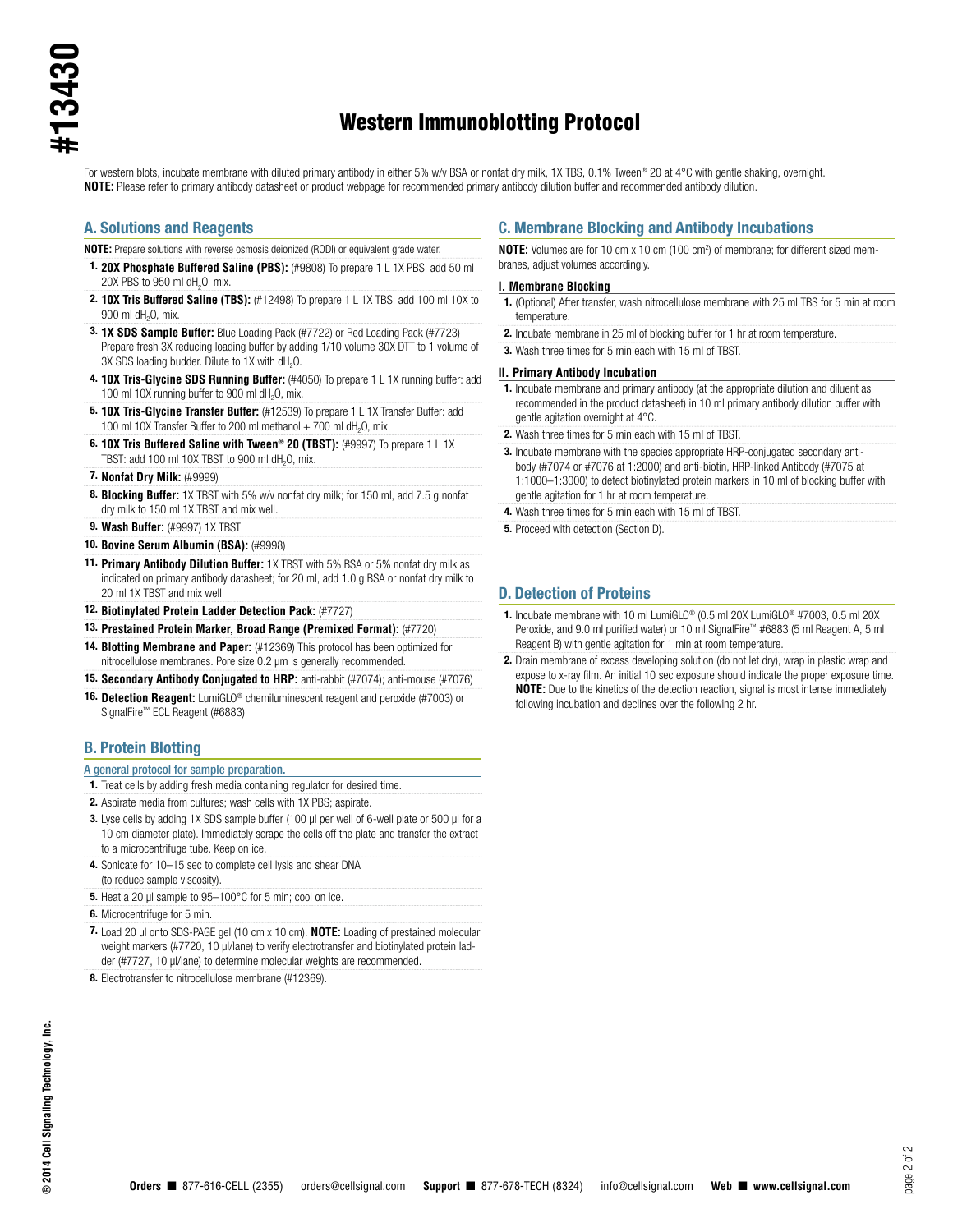# Western Immunoblotting Protocol

For western blots, incubate membrane with diluted primary antibody in either 5% w/v BSA or nonfat dry milk, 1X TBS, 0.1% Tween® 20 at 4°C with gentle shaking, overnight.
**NOTE:** Please refer to primary antibody datasheet or product webpage for recommended primary antibody dilution buffer and recommended antibody dilution.

## A. Solutions and Reagents

**NOTE:** Prepare solutions with reverse osmosis deionized (RODI) or equivalent grade water.

1. **20X Phosphate Buffered Saline (PBS):** (#9808) To prepare 1 L 1X PBS: add 50 ml 20X PBS to 950 ml $dH_2O$, mix.
2. **10X Tris Buffered Saline (TBS):** (#12498) To prepare 1 L 1X TBS: add 100 ml 10X to 900 ml $dH_2O$, mix.
3. **1X SDS Sample Buffer:** Blue Loading Pack (#7722) or Red Loading Pack (#7723) Prepare fresh 3X reducing loading buffer by adding 1/10 volume 30X DTT to 1 volume of 3X SDS loading budder. Dilute to 1X with $dH_2O$.
4. **10X Tris-Glycine SDS Running Buffer:** (#4050) To prepare 1 L 1X running buffer: add 100 ml 10X running buffer to 900 ml $dH_2O$, mix.
5. **10X Tris-Glycine Transfer Buffer:** (#12539) To prepare 1 L 1X Transfer Buffer: add 100 ml 10X Transfer Buffer to 200 ml methanol + 700 ml $dH_2O$, mix.
6. **10X Tris Buffered Saline with Tween® 20 (TBST):** (#9997) To prepare 1 L 1X TBST: add 100 ml 10X TBST to 900 ml $dH_2O$, mix.
7. **Nonfat Dry Milk:** (#9999)
8. **Blocking Buffer:** 1X TBST with 5% w/v nonfat dry milk; for 150 ml, add 7.5 g nonfat dry milk to 150 ml 1X TBST and mix well.
9. **Wash Buffer:** (#9997) 1X TBST
10. **Bovine Serum Albumin (BSA):** (#9998)
11. **Primary Antibody Dilution Buffer:** 1X TBST with 5% BSA or 5% nonfat dry milk as indicated on primary antibody datasheet; for 20 ml, add 1.0 g BSA or nonfat dry milk to 20 ml 1X TBST and mix well.
12. **Biotinylated Protein Ladder Detection Pack:** (#7727)
13. **Prestained Protein Marker, Broad Range (Premixed Format):** (#7720)
14. **Blotting Membrane and Paper:** (#12369) This protocol has been optimized for nitrocellulose membranes. Pore size 0.2 µm is generally recommended.
15. **Secondary Antibody Conjugated to HRP:** anti-rabbit (#7074); anti-mouse (#7076)
16. **Detection Reagent:** LumiGLO® chemiluminescent reagent and peroxide (#7003) or SignalFire™ ECL Reagent (#6883)

## B. Protein Blotting

### A general protocol for sample preparation.

1. Treat cells by adding fresh media containing regulator for desired time.
2. Aspirate media from cultures; wash cells with 1X PBS; aspirate.
3. Lyse cells by adding 1X SDS sample buffer (100 µl per well of 6-well plate or 500 µl for a 10 cm diameter plate). Immediately scrape the cells off the plate and transfer the extract to a microcentrifuge tube. Keep on ice.
4. Sonicate for 10–15 sec to complete cell lysis and shear DNA (to reduce sample viscosity).
5. Heat a 20 µl sample to 95–100°C for 5 min; cool on ice.
6. Microcentrifuge for 5 min.
7. Load 20 µl onto SDS-PAGE gel (10 cm x 10 cm). **NOTE:** Loading of prestained molecular weight markers (#7720, 10 µl/lane) to verify electrotransfer and biotinylated protein ladder (#7727, 10 µl/lane) to determine molecular weights are recommended.
8. Electrotransfer to nitrocellulose membrane (#12369).

## C. Membrane Blocking and Antibody Incubations

**NOTE:** Volumes are for 10 cm x 10 cm (100 cm$^2$) of membrane; for different sized membranes, adjust volumes accordingly.

### I. Membrane Blocking

1. (Optional) After transfer, wash nitrocellulose membrane with 25 ml TBS for 5 min at room temperature.
2. Incubate membrane in 25 ml of blocking buffer for 1 hr at room temperature.
3. Wash three times for 5 min each with 15 ml of TBST.

### II. Primary Antibody Incubation

1. Incubate membrane and primary antibody (at the appropriate dilution and diluent as recommended in the product datasheet) in 10 ml primary antibody dilution buffer with gentle agitation overnight at 4°C.
2. Wash three times for 5 min each with 15 ml of TBST.
3. Incubate membrane with the species appropriate HRP-conjugated secondary antibody (#7074 or #7076 at 1:2000) and anti-biotin, HRP-linked Antibody (#7075 at 1:1000–1:3000) to detect biotinylated protein markers in 10 ml of blocking buffer with gentle agitation for 1 hr at room temperature.
4. Wash three times for 5 min each with 15 ml of TBST.
5. Proceed with detection (Section D).

## D. Detection of Proteins

1. Incubate membrane with 10 ml LumiGLO® (0.5 ml 20X LumiGLO® #7003, 0.5 ml 20X Peroxide, and 9.0 ml purified water) or 10 ml SignalFire™ #6883 (5 ml Reagent A, 5 ml Reagent B) with gentle agitation for 1 min at room temperature.
2. Drain membrane of excess developing solution (do not let dry), wrap in plastic wrap and expose to x-ray film. An initial 10 sec exposure should indicate the proper exposure time. **NOTE:** Due to the kinetics of the detection reaction, signal is most intense immediately following incubation and declines over the following 2 hr.